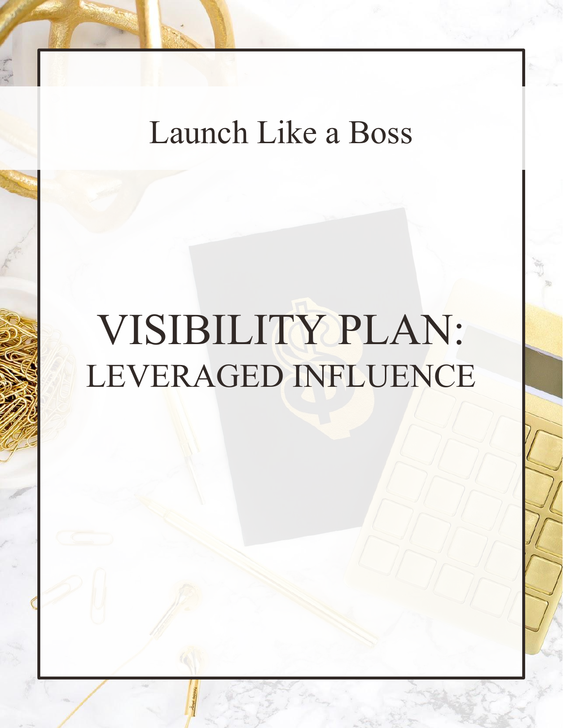Launch Like a Boss

# VISIBILITY PLAN:
## LEVERAGED INFLUENCE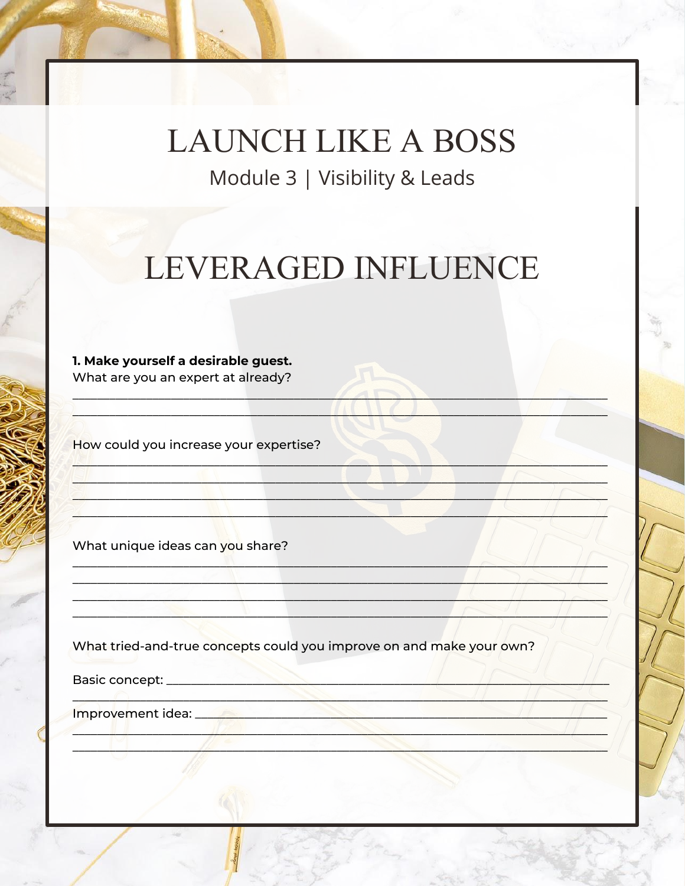# LAUNCH LIKE A BOSS

Module 3 | Visibility & Leads

## LEVERAGED INFLUENCE

**1. Make yourself a desirable guest.**

What are you an expert at already?

______________________________________________________________________________

______________________________________________________________________________

How could you increase your expertise?

______________________________________________________________________________

______________________________________________________________________________

______________________________________________________________________________

______________________________________________________________________________

What unique ideas can you share?

______________________________________________________________________________

______________________________________________________________________________

______________________________________________________________________________

______________________________________________________________________________

What tried-and-true concepts could you improve on and make your own?

Basic concept: ______________________________________________________________

______________________________________________________________________________

Improvement idea: ___________________________________________________________

______________________________________________________________________________

______________________________________________________________________________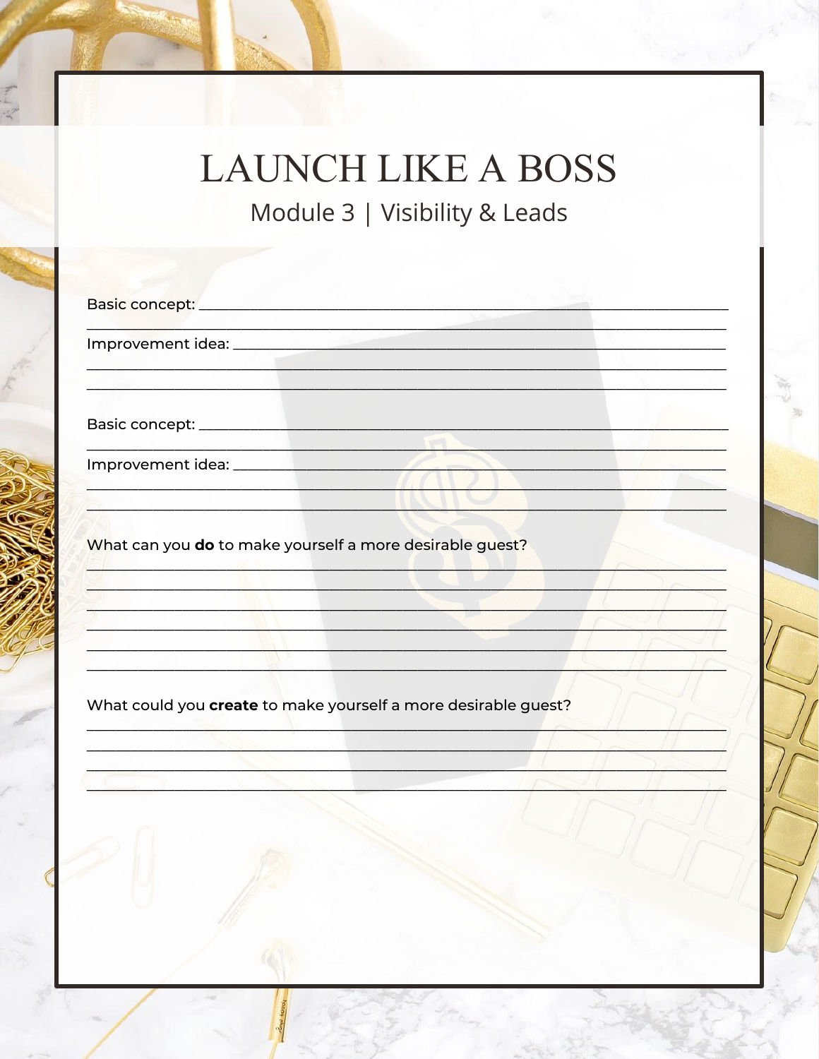# LAUNCH LIKE A BOSS

## Module 3 | Visibility & Leads

Basic concept: ____________________________________________
____________________________________________

Improvement idea: ____________________________________________
____________________________________________
____________________________________________

Basic concept: ____________________________________________
____________________________________________

Improvement idea: ____________________________________________
____________________________________________
____________________________________________

What can you **do** to make yourself a more desirable guest?

____________________________________________
____________________________________________
____________________________________________
____________________________________________
____________________________________________
____________________________________________

What could you **create** to make yourself a more desirable guest?

____________________________________________
____________________________________________
____________________________________________
____________________________________________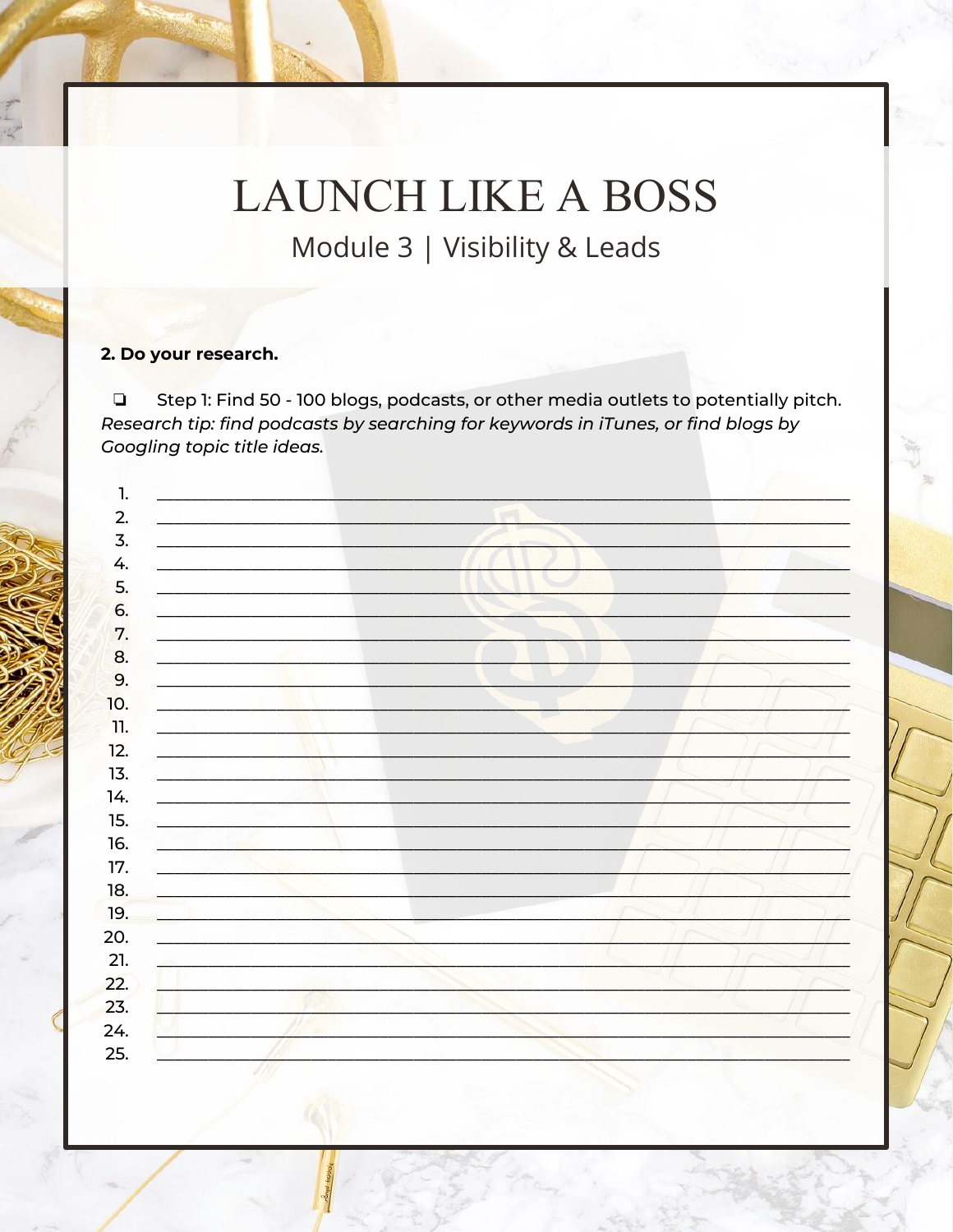# LAUNCH LIKE A BOSS

## Module 3 | Visibility & Leads

**2. Do your research.**

❏ Step 1: Find 50 - 100 blogs, podcasts, or other media outlets to potentially pitch.
*Research tip: find podcasts by searching for keywords in iTunes, or find blogs by Googling topic title ideas.*

1. ______________________________
2. ______________________________
3. ______________________________
4. ______________________________
5. ______________________________
6. ______________________________
7. ______________________________
8. ______________________________
9. ______________________________
10. ______________________________
11. ______________________________
12. ______________________________
13. ______________________________
14. ______________________________
15. ______________________________
16. ______________________________
17. ______________________________
18. ______________________________
19. ______________________________
20. ______________________________
21. ______________________________
22. ______________________________
23. ______________________________
24. ______________________________
25. ______________________________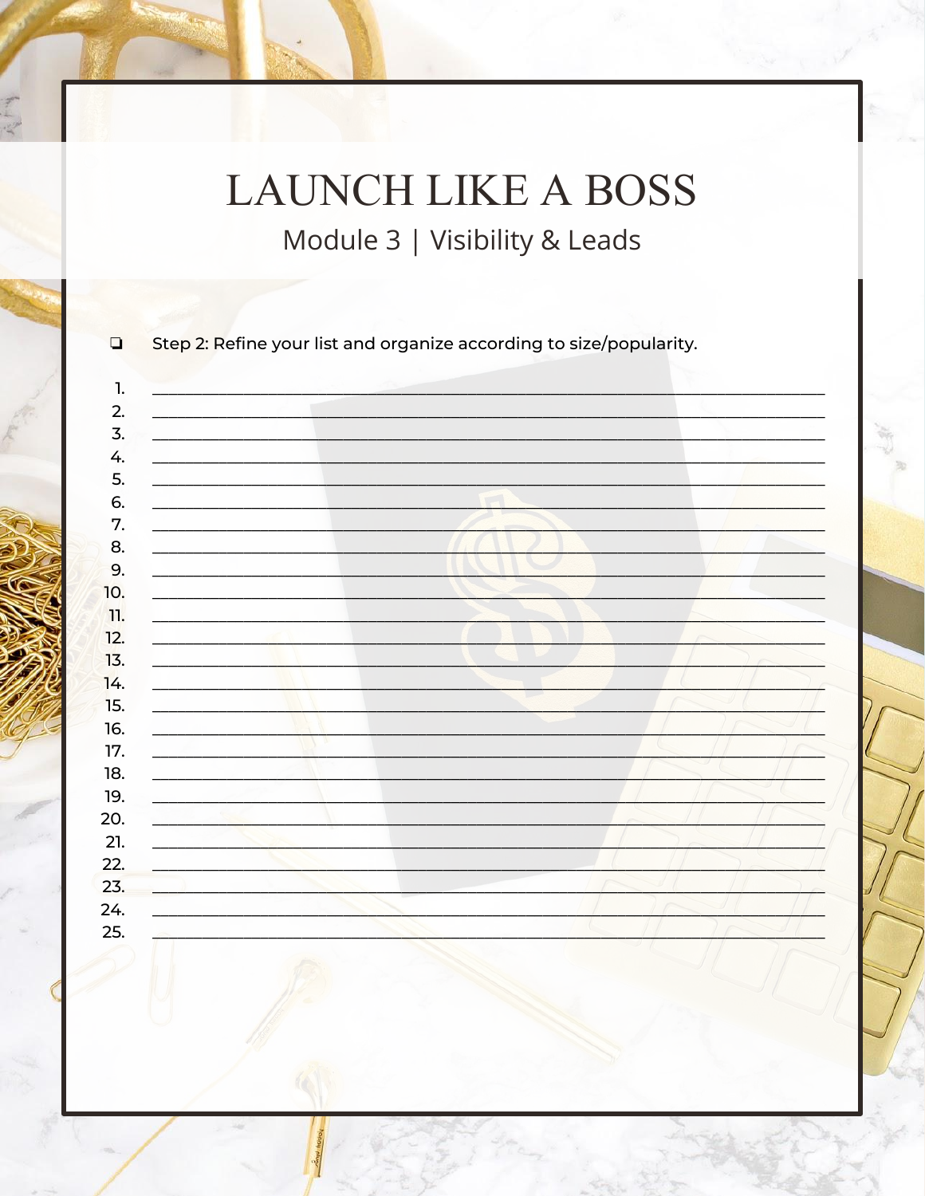# LAUNCH LIKE A BOSS

## Module 3 | Visibility & Leads

- [ ] Step 2: Refine your list and organize according to size/popularity.

1. ______________________________
2. ______________________________
3. ______________________________
4. ______________________________
5. ______________________________
6. ______________________________
7. ______________________________
8. ______________________________
9. ______________________________
10. ______________________________
11. ______________________________
12. ______________________________
13. ______________________________
14. ______________________________
15. ______________________________
16. ______________________________
17. ______________________________
18. ______________________________
19. ______________________________
20. ______________________________
21. ______________________________
22. ______________________________
23. ______________________________
24. ______________________________
25. ______________________________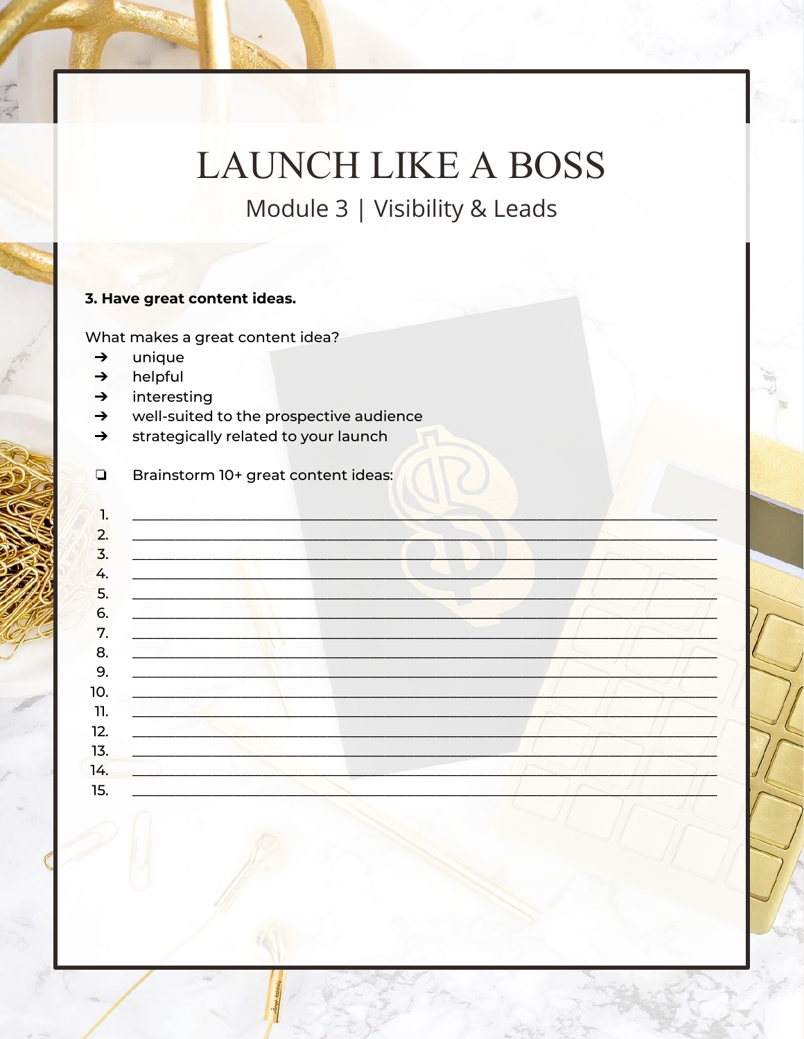# LAUNCH LIKE A BOSS

## Module 3 | Visibility & Leads

**3. Have great content ideas.**

What makes a great content idea?

- ➔ unique
- ➔ helpful
- ➔ interesting
- ➔ well-suited to the prospective audience
- ➔ strategically related to your launch

❏ Brainstorm 10+ great content ideas:

1. ______________________________________________
2. ______________________________________________
3. ______________________________________________
4. ______________________________________________
5. ______________________________________________
6. ______________________________________________
7. ______________________________________________
8. ______________________________________________
9. ______________________________________________
10. ______________________________________________
11. ______________________________________________
12. ______________________________________________
13. ______________________________________________
14. ______________________________________________
15. ______________________________________________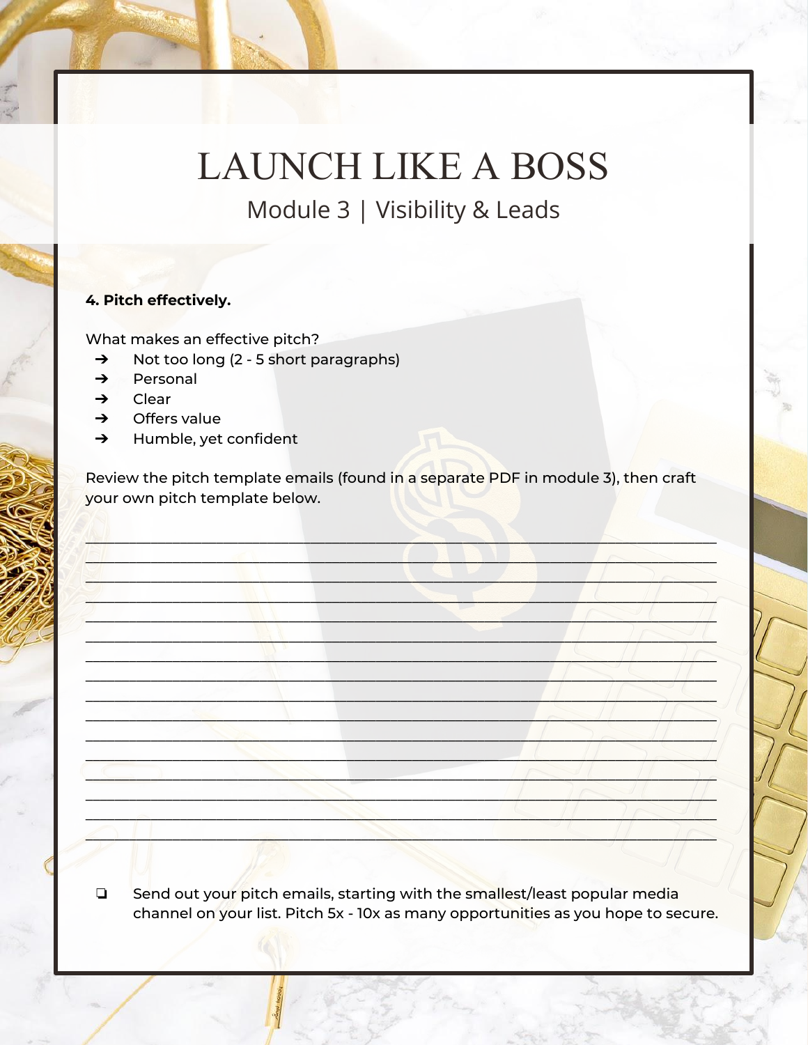# LAUNCH LIKE A BOSS

## Module 3 | Visibility & Leads

**4. Pitch effectively.**

What makes an effective pitch?

- ➔ Not too long (2 - 5 short paragraphs)
- ➔ Personal
- ➔ Clear
- ➔ Offers value
- ➔ Humble, yet confident

Review the pitch template emails (found in a separate PDF in module 3), then craft your own pitch template below.

________________________________________________________________________________
________________________________________________________________________________
________________________________________________________________________________
________________________________________________________________________________
________________________________________________________________________________
________________________________________________________________________________
________________________________________________________________________________
________________________________________________________________________________
________________________________________________________________________________
________________________________________________________________________________
________________________________________________________________________________
________________________________________________________________________________
________________________________________________________________________________
________________________________________________________________________________
________________________________________________________________________________
________________________________________________________________________________

- [ ] Send out your pitch emails, starting with the smallest/least popular media channel on your list. Pitch 5x - 10x as many opportunities as you hope to secure.